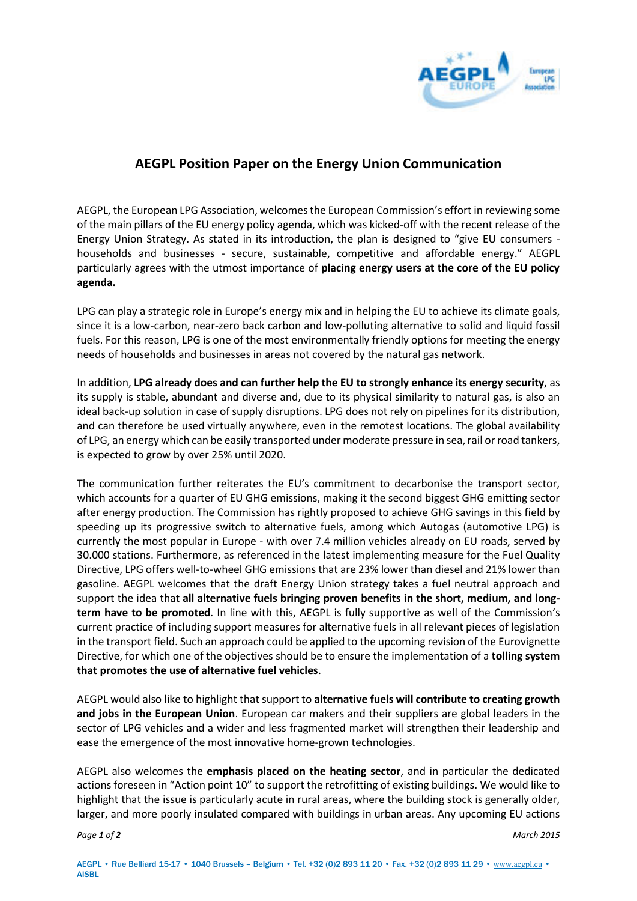# AEGPL Position Paper on the Energy Union Communication

AEGPL, the European LPG Association, welcomes the European Commission's effort in reviewing some of the main pillars of the EU energy policy agenda, which was kicked-off with the recent release of the Energy Union Strategy. As stated in its introduction, the plan is designed to "give EU consumers - households and businesses - secure, sustainable, competitive and affordable energy." AEGPL particularly agrees with the utmost importance of **placing energy users at the core of the EU policy agenda.**

LPG can play a strategic role in Europe's energy mix and in helping the EU to achieve its climate goals, since it is a low-carbon, near-zero back carbon and low-polluting alternative to solid and liquid fossil fuels. For this reason, LPG is one of the most environmentally friendly options for meeting the energy needs of households and businesses in areas not covered by the natural gas network.

In addition, **LPG already does and can further help the EU to strongly enhance its energy security**, as its supply is stable, abundant and diverse and, due to its physical similarity to natural gas, is also an ideal back-up solution in case of supply disruptions. LPG does not rely on pipelines for its distribution, and can therefore be used virtually anywhere, even in the remotest locations. The global availability of LPG, an energy which can be easily transported under moderate pressure in sea, rail or road tankers, is expected to grow by over 25% until 2020.

The communication further reiterates the EU's commitment to decarbonise the transport sector, which accounts for a quarter of EU GHG emissions, making it the second biggest GHG emitting sector after energy production. The Commission has rightly proposed to achieve GHG savings in this field by speeding up its progressive switch to alternative fuels, among which Autogas (automotive LPG) is currently the most popular in Europe - with over 7.4 million vehicles already on EU roads, served by 30.000 stations. Furthermore, as referenced in the latest implementing measure for the Fuel Quality Directive, LPG offers well-to-wheel GHG emissions that are 23% lower than diesel and 21% lower than gasoline. AEGPL welcomes that the draft Energy Union strategy takes a fuel neutral approach and support the idea that **all alternative fuels bringing proven benefits in the short, medium, and long-term have to be promoted**. In line with this, AEGPL is fully supportive as well of the Commission's current practice of including support measures for alternative fuels in all relevant pieces of legislation in the transport field. Such an approach could be applied to the upcoming revision of the Eurovignette Directive, for which one of the objectives should be to ensure the implementation of a **tolling system that promotes the use of alternative fuel vehicles**.

AEGPL would also like to highlight that support to **alternative fuels will contribute to creating growth and jobs in the European Union**. European car makers and their suppliers are global leaders in the sector of LPG vehicles and a wider and less fragmented market will strengthen their leadership and ease the emergence of the most innovative home-grown technologies.

AEGPL also welcomes the **emphasis placed on the heating sector**, and in particular the dedicated actions foreseen in "Action point 10" to support the retrofitting of existing buildings. We would like to highlight that the issue is particularly acute in rural areas, where the building stock is generally older, larger, and more poorly insulated compared with buildings in urban areas. Any upcoming EU actions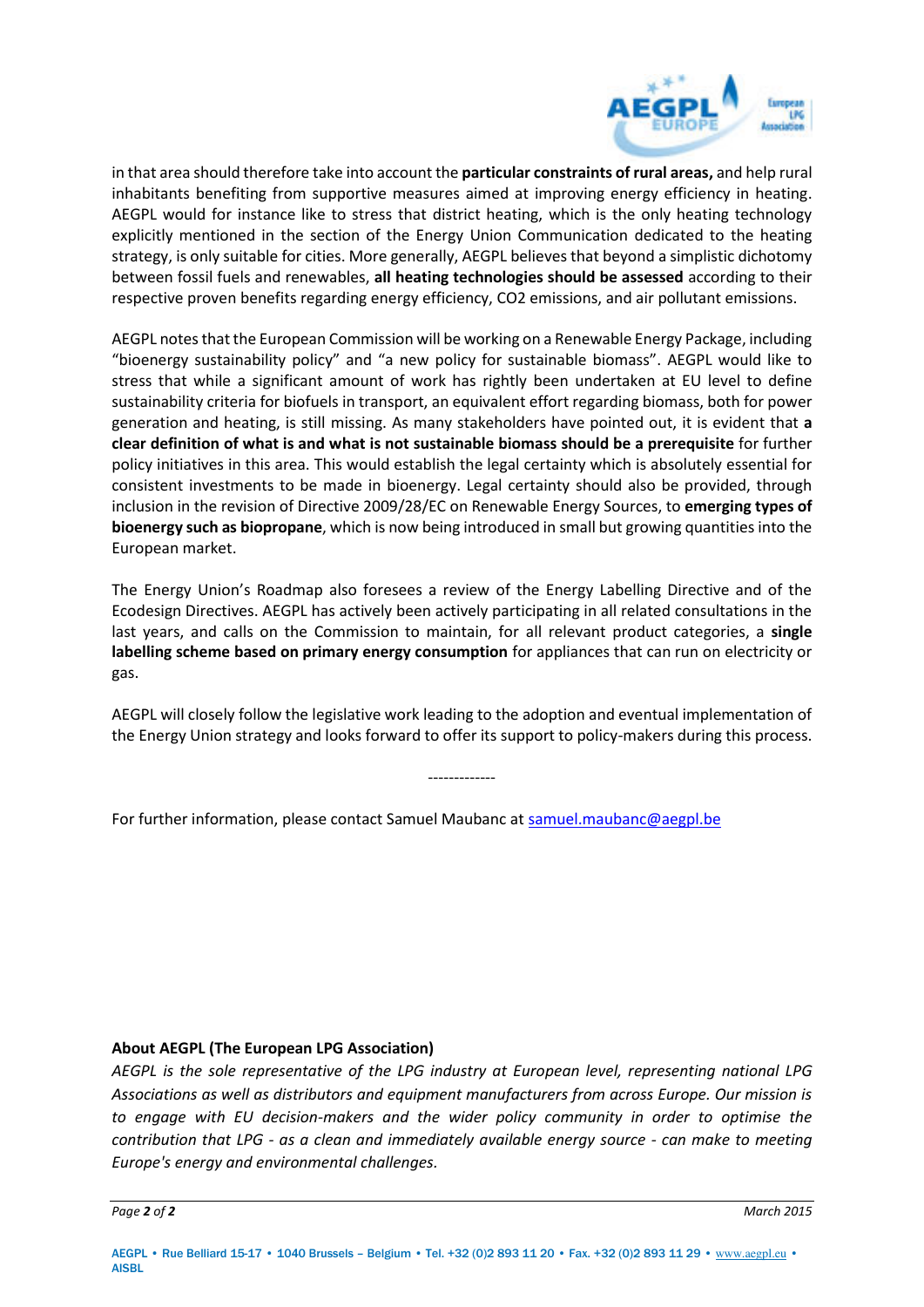in that area should therefore take into account the **particular constraints of rural areas,** and help rural inhabitants benefiting from supportive measures aimed at improving energy efficiency in heating. AEGPL would for instance like to stress that district heating, which is the only heating technology explicitly mentioned in the section of the Energy Union Communication dedicated to the heating strategy, is only suitable for cities. More generally, AEGPL believes that beyond a simplistic dichotomy between fossil fuels and renewables, **all heating technologies should be assessed** according to their respective proven benefits regarding energy efficiency, $CO_2$ emissions, and air pollutant emissions.

AEGPL notes that the European Commission will be working on a Renewable Energy Package, including "bioenergy sustainability policy" and "a new policy for sustainable biomass". AEGPL would like to stress that while a significant amount of work has rightly been undertaken at EU level to define sustainability criteria for biofuels in transport, an equivalent effort regarding biomass, both for power generation and heating, is still missing. As many stakeholders have pointed out, it is evident that **a clear definition of what is and what is not sustainable biomass should be a prerequisite** for further policy initiatives in this area. This would establish the legal certainty which is absolutely essential for consistent investments to be made in bioenergy. Legal certainty should also be provided, through inclusion in the revision of Directive 2009/28/EC on Renewable Energy Sources, to **emerging types of bioenergy such as biopropane**, which is now being introduced in small but growing quantities into the European market.

The Energy Union's Roadmap also foresees a review of the Energy Labelling Directive and of the Ecodesign Directives. AEGPL has actively been actively participating in all related consultations in the last years, and calls on the Commission to maintain, for all relevant product categories, a **single labelling scheme based on primary energy consumption** for appliances that can run on electricity or gas.

AEGPL will closely follow the legislative work leading to the adoption and eventual implementation of the Energy Union strategy and looks forward to offer its support to policy-makers during this process.

-------------

For further information, please contact Samuel Maubanc at samuel.maubanc@aegpl.be

**About AEGPL (The European LPG Association)**

*AEGPL is the sole representative of the LPG industry at European level, representing national LPG Associations as well as distributors and equipment manufacturers from across Europe. Our mission is to engage with EU decision-makers and the wider policy community in order to optimise the contribution that LPG - as a clean and immediately available energy source - can make to meeting Europe's energy and environmental challenges.*